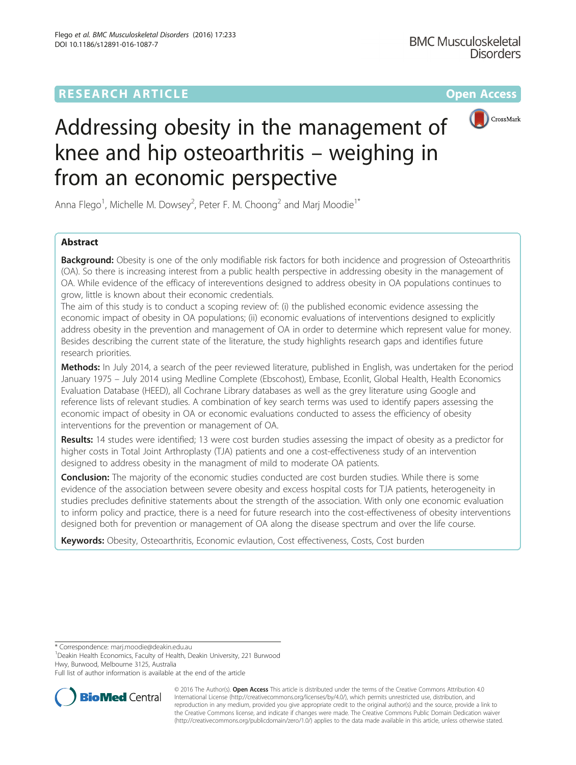RESEARCH ARTICLE

Open Access

# Addressing obesity in the management of knee and hip osteoarthritis – weighing in from an economic perspective

Anna Flego[1], Michelle M. Dowsey[2], Peter F. M. Choong[2] and Marj Moodie[1*]

## Abstract

**Background:** Obesity is one of the only modifiable risk factors for both incidence and progression of Osteoarthritis (OA). So there is increasing interest from a public health perspective in addressing obesity in the management of OA. While evidence of the efficacy of intereventions designed to address obesity in OA populations continues to grow, little is known about their economic credentials.

The aim of this study is to conduct a scoping review of: (i) the published economic evidence assessing the economic impact of obesity in OA populations; (ii) economic evaluations of interventions designed to explicitly address obesity in the prevention and management of OA in order to determine which represent value for money. Besides describing the current state of the literature, the study highlights research gaps and identifies future research priorities.

**Methods:** In July 2014, a search of the peer reviewed literature, published in English, was undertaken for the period January 1975 – July 2014 using Medline Complete (Ebscohost), Embase, Econlit, Global Health, Health Economics Evaluation Database (HEED), all Cochrane Library databases as well as the grey literature using Google and reference lists of relevant studies. A combination of key search terms was used to identify papers assessing the economic impact of obesity in OA or economic evaluations conducted to assess the efficiency of obesity interventions for the prevention or management of OA.

**Results:** 14 studes were identified; 13 were cost burden studies assessing the impact of obesity as a predictor for higher costs in Total Joint Arthroplasty (TJA) patients and one a cost-effectiveness study of an intervention designed to address obesity in the managment of mild to moderate OA patients.

**Conclusion:** The majority of the economic studies conducted are cost burden studies. While there is some evidence of the association between severe obesity and excess hospital costs for TJA patients, heterogeneity in studies precludes definitive statements about the strength of the association. With only one economic evaluation to inform policy and practice, there is a need for future research into the cost-effectiveness of obesity interventions designed both for prevention or management of OA along the disease spectrum and over the life course.

**Keywords:** Obesity, Osteoarthritis, Economic evlaution, Cost effectiveness, Costs, Cost burden

---

\* Correspondence: marj.moodie@deakin.edu.au

[1]Deakin Health Economics, Faculty of Health, Deakin University, 221 Burwood Hwy, Burwood, Melbourne 3125, Australia

Full list of author information is available at the end of the article

© 2016 The Author(s). **Open Access** This article is distributed under the terms of the Creative Commons Attribution 4.0 International License (http://creativecommons.org/licenses/by/4.0/), which permits unrestricted use, distribution, and reproduction in any medium, provided you give appropriate credit to the original author(s) and the source, provide a link to the Creative Commons license, and indicate if changes were made. The Creative Commons Public Domain Dedication waiver (http://creativecommons.org/publicdomain/zero/1.0/) applies to the data made available in this article, unless otherwise stated.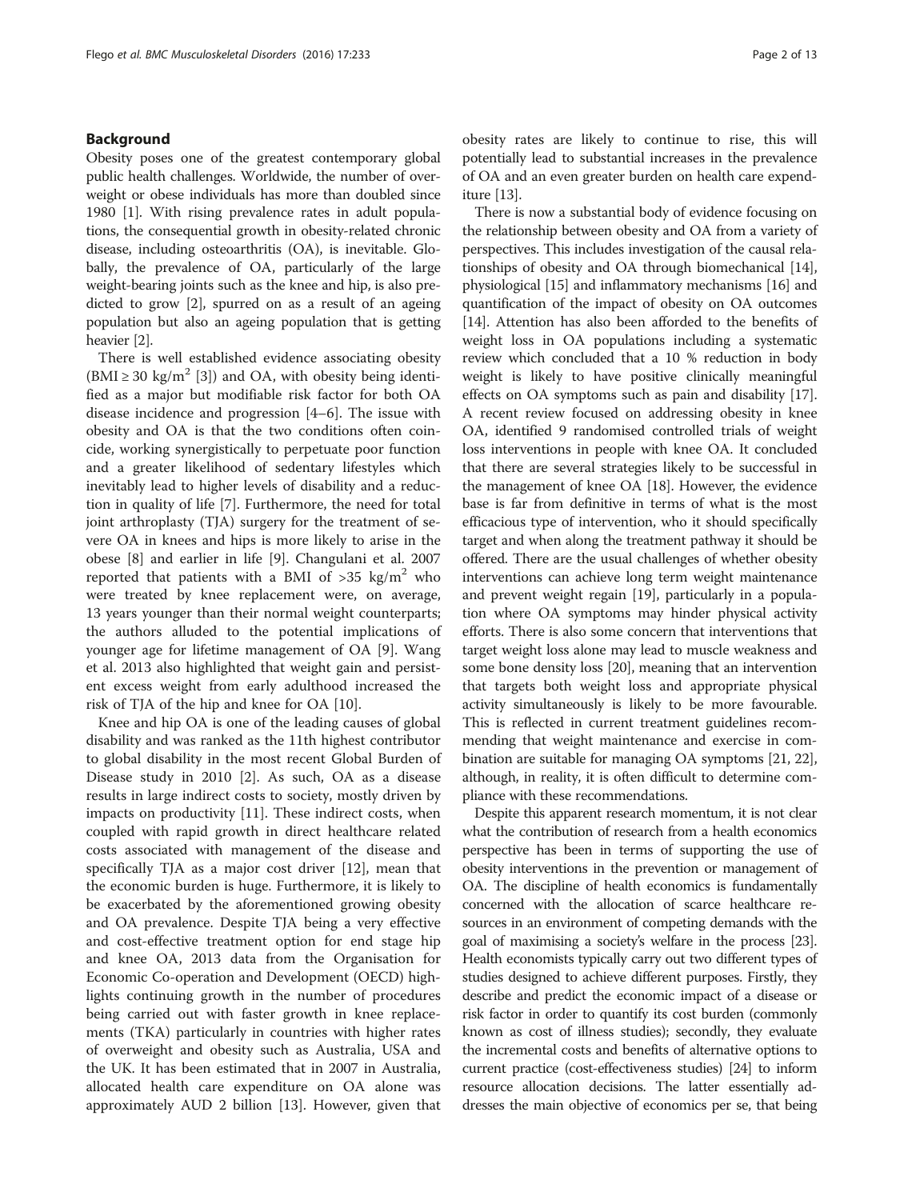## Background

Obesity poses one of the greatest contemporary global public health challenges. Worldwide, the number of overweight or obese individuals has more than doubled since 1980 [1]. With rising prevalence rates in adult populations, the consequential growth in obesity-related chronic disease, including osteoarthritis (OA), is inevitable. Globally, the prevalence of OA, particularly of the large weight-bearing joints such as the knee and hip, is also predicted to grow [2], spurred on as a result of an ageing population but also an ageing population that is getting heavier [2].

There is well established evidence associating obesity (BMI ≥ 30 $kg/m^2$ [3]) and OA, with obesity being identified as a major but modifiable risk factor for both OA disease incidence and progression [4–6]. The issue with obesity and OA is that the two conditions often coincide, working synergistically to perpetuate poor function and a greater likelihood of sedentary lifestyles which inevitably lead to higher levels of disability and a reduction in quality of life [7]. Furthermore, the need for total joint arthroplasty (TJA) surgery for the treatment of severe OA in knees and hips is more likely to arise in the obese [8] and earlier in life [9]. Changulani et al. 2007 reported that patients with a BMI of >35 $kg/m^2$ who were treated by knee replacement were, on average, 13 years younger than their normal weight counterparts; the authors alluded to the potential implications of younger age for lifetime management of OA [9]. Wang et al. 2013 also highlighted that weight gain and persistent excess weight from early adulthood increased the risk of TJA of the hip and knee for OA [10].

Knee and hip OA is one of the leading causes of global disability and was ranked as the 11th highest contributor to global disability in the most recent Global Burden of Disease study in 2010 [2]. As such, OA as a disease results in large indirect costs to society, mostly driven by impacts on productivity [11]. These indirect costs, when coupled with rapid growth in direct healthcare related costs associated with management of the disease and specifically TJA as a major cost driver [12], mean that the economic burden is huge. Furthermore, it is likely to be exacerbated by the aforementioned growing obesity and OA prevalence. Despite TJA being a very effective and cost-effective treatment option for end stage hip and knee OA, 2013 data from the Organisation for Economic Co-operation and Development (OECD) highlights continuing growth in the number of procedures being carried out with faster growth in knee replacements (TKA) particularly in countries with higher rates of overweight and obesity such as Australia, USA and the UK. It has been estimated that in 2007 in Australia, allocated health care expenditure on OA alone was approximately AUD 2 billion [13]. However, given that obesity rates are likely to continue to rise, this will potentially lead to substantial increases in the prevalence of OA and an even greater burden on health care expenditure [13].

There is now a substantial body of evidence focusing on the relationship between obesity and OA from a variety of perspectives. This includes investigation of the causal relationships of obesity and OA through biomechanical [14], physiological [15] and inflammatory mechanisms [16] and quantification of the impact of obesity on OA outcomes [14]. Attention has also been afforded to the benefits of weight loss in OA populations including a systematic review which concluded that a 10 % reduction in body weight is likely to have positive clinically meaningful effects on OA symptoms such as pain and disability [17]. A recent review focused on addressing obesity in knee OA, identified 9 randomised controlled trials of weight loss interventions in people with knee OA. It concluded that there are several strategies likely to be successful in the management of knee OA [18]. However, the evidence base is far from definitive in terms of what is the most efficacious type of intervention, who it should specifically target and when along the treatment pathway it should be offered. There are the usual challenges of whether obesity interventions can achieve long term weight maintenance and prevent weight regain [19], particularly in a population where OA symptoms may hinder physical activity efforts. There is also some concern that interventions that target weight loss alone may lead to muscle weakness and some bone density loss [20], meaning that an intervention that targets both weight loss and appropriate physical activity simultaneously is likely to be more favourable. This is reflected in current treatment guidelines recommending that weight maintenance and exercise in combination are suitable for managing OA symptoms [21, 22], although, in reality, it is often difficult to determine compliance with these recommendations.

Despite this apparent research momentum, it is not clear what the contribution of research from a health economics perspective has been in terms of supporting the use of obesity interventions in the prevention or management of OA. The discipline of health economics is fundamentally concerned with the allocation of scarce healthcare resources in an environment of competing demands with the goal of maximising a society's welfare in the process [23]. Health economists typically carry out two different types of studies designed to achieve different purposes. Firstly, they describe and predict the economic impact of a disease or risk factor in order to quantify its cost burden (commonly known as cost of illness studies); secondly, they evaluate the incremental costs and benefits of alternative options to current practice (cost-effectiveness studies) [24] to inform resource allocation decisions. The latter essentially addresses the main objective of economics per se, that being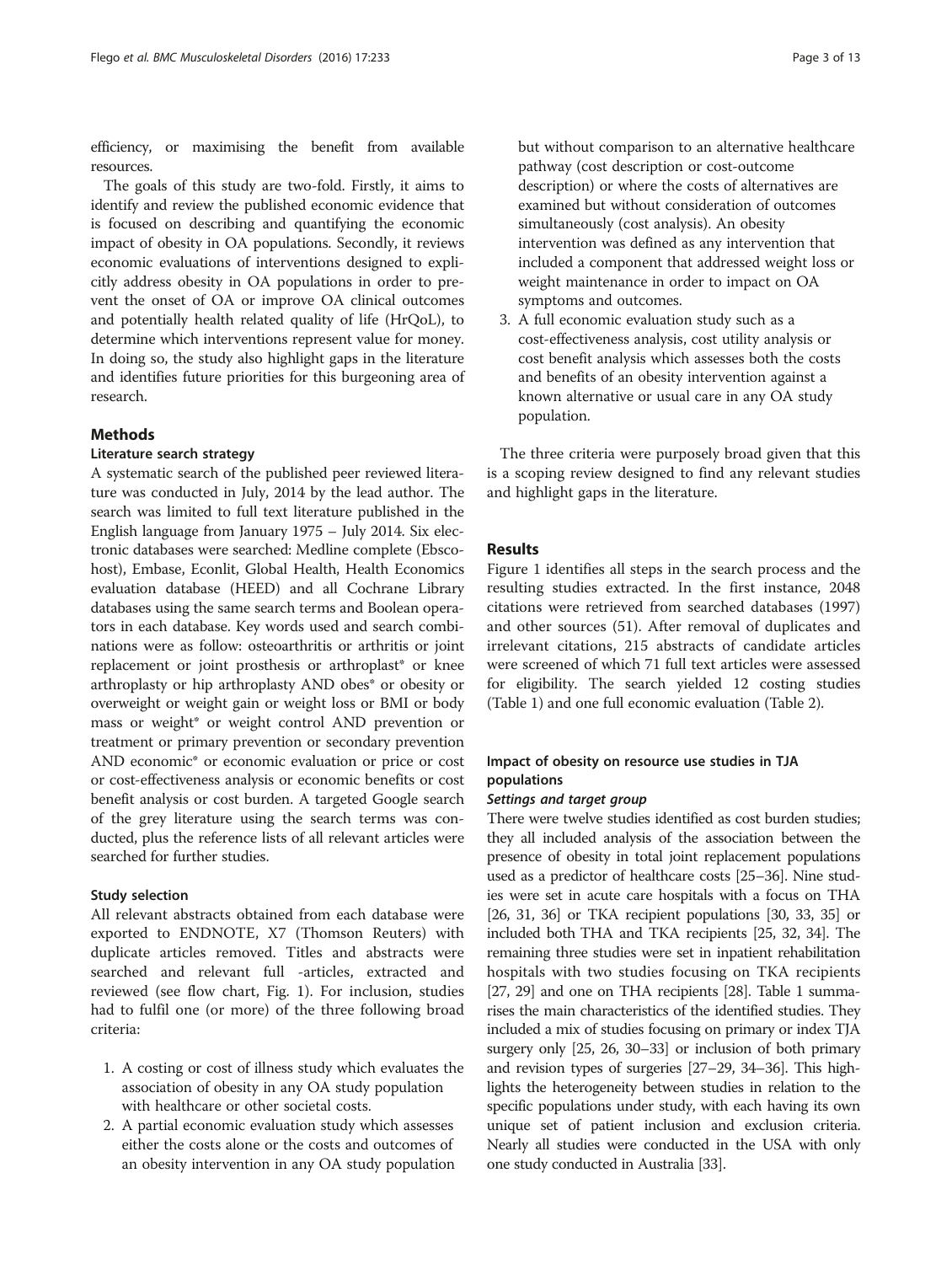efficiency, or maximising the benefit from available resources.

The goals of this study are two-fold. Firstly, it aims to identify and review the published economic evidence that is focused on describing and quantifying the economic impact of obesity in OA populations. Secondly, it reviews economic evaluations of interventions designed to explicitly address obesity in OA populations in order to prevent the onset of OA or improve OA clinical outcomes and potentially health related quality of life (HrQoL), to determine which interventions represent value for money. In doing so, the study also highlight gaps in the literature and identifies future priorities for this burgeoning area of research.

## Methods

### Literature search strategy

A systematic search of the published peer reviewed literature was conducted in July, 2014 by the lead author. The search was limited to full text literature published in the English language from January 1975 – July 2014. Six electronic databases were searched: Medline complete (Ebscohost), Embase, Econlit, Global Health, Health Economics evaluation database (HEED) and all Cochrane Library databases using the same search terms and Boolean operators in each database. Key words used and search combinations were as follow: osteoarthritis or arthritis or joint replacement or joint prosthesis or arthroplast* or knee arthroplasty or hip arthroplasty AND obes* or obesity or overweight or weight gain or weight loss or BMI or body mass or weight* or weight control AND prevention or treatment or primary prevention or secondary prevention AND economic* or economic evaluation or price or cost or cost-effectiveness analysis or economic benefits or cost benefit analysis or cost burden. A targeted Google search of the grey literature using the search terms was conducted, plus the reference lists of all relevant articles were searched for further studies.

### Study selection

All relevant abstracts obtained from each database were exported to ENDNOTE, X7 (Thomson Reuters) with duplicate articles removed. Titles and abstracts were searched and relevant full -articles, extracted and reviewed (see flow chart, Fig. 1). For inclusion, studies had to fulfil one (or more) of the three following broad criteria:

1. A costing or cost of illness study which evaluates the association of obesity in any OA study population with healthcare or other societal costs.
2. A partial economic evaluation study which assesses either the costs alone or the costs and outcomes of an obesity intervention in any OA study population but without comparison to an alternative healthcare pathway (cost description or cost-outcome description) or where the costs of alternatives are examined but without consideration of outcomes simultaneously (cost analysis). An obesity intervention was defined as any intervention that included a component that addressed weight loss or weight maintenance in order to impact on OA symptoms and outcomes.
3. A full economic evaluation study such as a cost-effectiveness analysis, cost utility analysis or cost benefit analysis which assesses both the costs and benefits of an obesity intervention against a known alternative or usual care in any OA study population.

The three criteria were purposely broad given that this is a scoping review designed to find any relevant studies and highlight gaps in the literature.

## Results

Figure 1 identifies all steps in the search process and the resulting studies extracted. In the first instance, 2048 citations were retrieved from searched databases (1997) and other sources (51). After removal of duplicates and irrelevant citations, 215 abstracts of candidate articles were screened of which 71 full text articles were assessed for eligibility. The search yielded 12 costing studies (Table 1) and one full economic evaluation (Table 2).

### Impact of obesity on resource use studies in TJA populations

#### *Settings and target group*

There were twelve studies identified as cost burden studies; they all included analysis of the association between the presence of obesity in total joint replacement populations used as a predictor of healthcare costs [25–36]. Nine studies were set in acute care hospitals with a focus on THA [26, 31, 36] or TKA recipient populations [30, 33, 35] or included both THA and TKA recipients [25, 32, 34]. The remaining three studies were set in inpatient rehabilitation hospitals with two studies focusing on TKA recipients [27, 29] and one on THA recipients [28]. Table 1 summarises the main characteristics of the identified studies. They included a mix of studies focusing on primary or index TJA surgery only [25, 26, 30–33] or inclusion of both primary and revision types of surgeries [27–29, 34–36]. This highlights the heterogeneity between studies in relation to the specific populations under study, with each having its own unique set of patient inclusion and exclusion criteria. Nearly all studies were conducted in the USA with only one study conducted in Australia [33].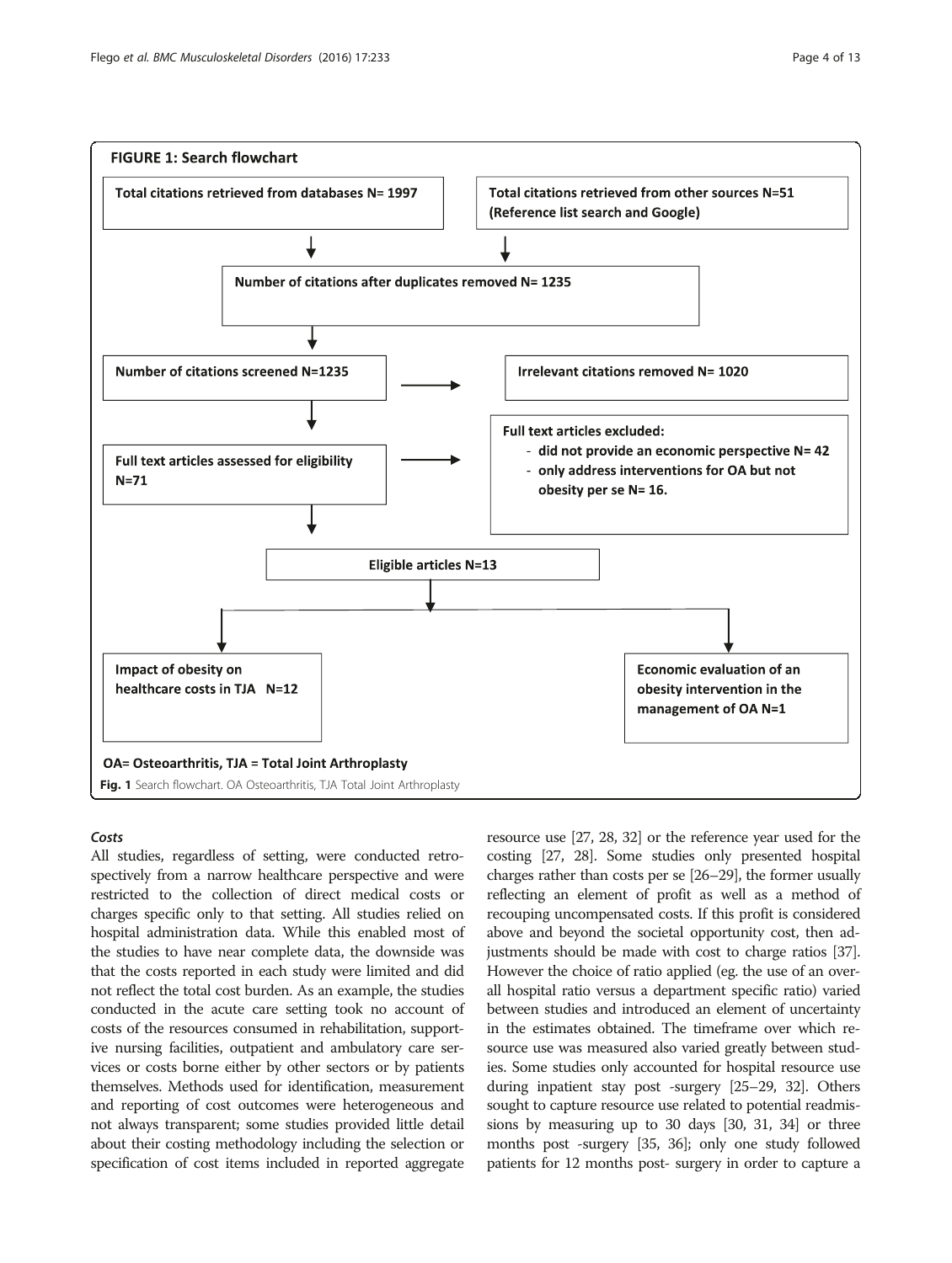**FIGURE 1: Search flowchart**

- Total citations retrieved from databases N= 1997
- Total citations retrieved from other sources N=51 (Reference list search and Google)
- Number of citations after duplicates removed N= 1235
- Number of citations screened N=1235 → Irrelevant citations removed N= 1020
- Full text articles assessed for eligibility N=71 → Full text articles excluded:
  - did not provide an economic perspective N= 42
  - only address interventions for OA but not obesity per se N= 16.
- Eligible articles N=13
  - Impact of obesity on healthcare costs in TJA N=12
  - Economic evaluation of an obesity intervention in the management of OA N=1

OA= Osteoarthritis, TJA = Total Joint Arthroplasty

**Fig. 1** Search flowchart. OA Osteoarthritis, TJA Total Joint Arthroplasty

### *Costs*

All studies, regardless of setting, were conducted retrospectively from a narrow healthcare perspective and were restricted to the collection of direct medical costs or charges specific only to that setting. All studies relied on hospital administration data. While this enabled most of the studies to have near complete data, the downside was that the costs reported in each study were limited and did not reflect the total cost burden. As an example, the studies conducted in the acute care setting took no account of costs of the resources consumed in rehabilitation, supportive nursing facilities, outpatient and ambulatory care services or costs borne either by other sectors or by patients themselves. Methods used for identification, measurement and reporting of cost outcomes were heterogeneous and not always transparent; some studies provided little detail about their costing methodology including the selection or specification of cost items included in reported aggregate resource use [27, 28, 32] or the reference year used for the costing [27, 28]. Some studies only presented hospital charges rather than costs per se [26–29], the former usually reflecting an element of profit as well as a method of recouping uncompensated costs. If this profit is considered above and beyond the societal opportunity cost, then adjustments should be made with cost to charge ratios [37]. However the choice of ratio applied (eg. the use of an overall hospital ratio versus a department specific ratio) varied between studies and introduced an element of uncertainty in the estimates obtained. The timeframe over which resource use was measured also varied greatly between studies. Some studies only accounted for hospital resource use during inpatient stay post -surgery [25–29, 32]. Others sought to capture resource use related to potential readmissions by measuring up to 30 days [30, 31, 34] or three months post -surgery [35, 36]; only one study followed patients for 12 months post- surgery in order to capture a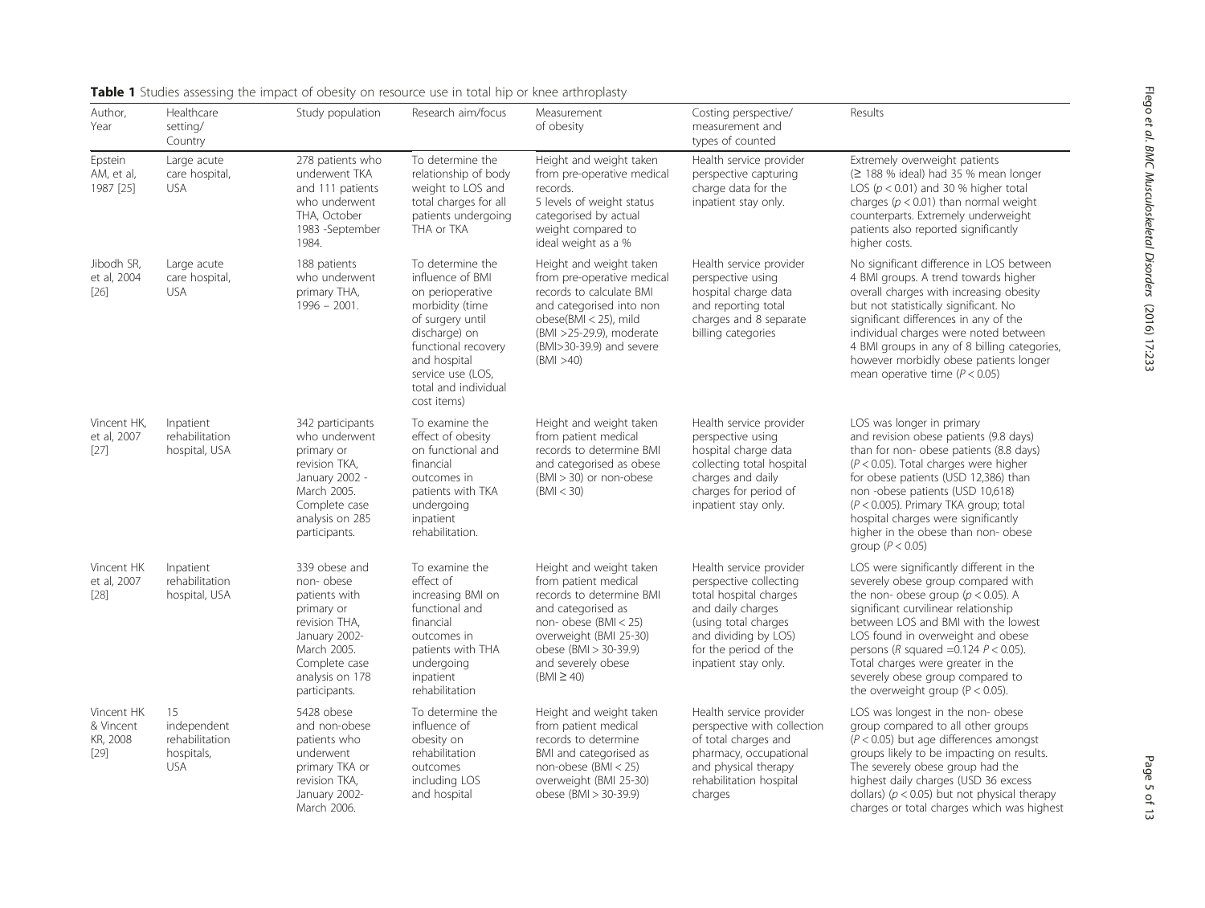**Table 1** Studies assessing the impact of obesity on resource use in total hip or knee arthroplasty

| Author, Year | Healthcare setting/ Country | Study population | Research aim/focus | Measurement of obesity | Costing perspective/ measurement and types of counted | Results |
|---|---|---|---|---|---|---|
| Epstein AM, et al, 1987 [25] | Large acute care hospital, USA | 278 patients who underwent TKA and 111 patients who underwent THA, October 1983 -September 1984. | To determine the relationship of body weight to LOS and total charges for all patients undergoing THA or TKA | Height and weight taken from pre-operative medical records. 5 levels of weight status categorised by actual weight compared to ideal weight as a % | Health service provider perspective capturing charge data for the inpatient stay only. | Extremely overweight patients (≥ 188 % ideal) had 35 % mean longer LOS ($p < 0.01$) and 30 % higher total charges ($p < 0.01$) than normal weight counterparts. Extremely underweight patients also reported significantly higher costs. |
| Jibodh SR, et al, 2004 [26] | Large acute care hospital, USA | 188 patients who underwent primary THA, 1996 – 2001. | To determine the influence of BMI on perioperative morbidity (time of surgery until discharge) on functional recovery and hospital service use (LOS, total and individual cost items) | Height and weight taken from pre-operative medical records to calculate BMI and categorised into non obese(BMI < 25), mild (BMI >25-29.9), moderate (BMI>30-39.9) and severe (BMI >40) | Health service provider perspective using hospital charge data and reporting total charges and 8 separate billing categories | No significant difference in LOS between 4 BMI groups. A trend towards higher overall charges with increasing obesity but not statistically significant. No significant differences in any of the individual charges were noted between 4 BMI groups in any of 8 billing categories, however morbidly obese patients longer mean operative time ($P < 0.05$) |
| Vincent HK, et al, 2007 [27] | Inpatient rehabilitation hospital, USA | 342 participants who underwent primary or revision TKA, January 2002 - March 2005. Complete case analysis on 285 participants. | To examine the effect of obesity on functional and financial outcomes in patients with TKA undergoing inpatient rehabilitation. | Height and weight taken from patient medical records to determine BMI and categorised as obese (BMI > 30) or non-obese (BMI < 30) | Health service provider perspective using hospital charge data collecting total hospital charges and daily charges for period of inpatient stay only. | LOS was longer in primary and revision obese patients (9.8 days) than for non- obese patients (8.8 days) ($P < 0.05$). Total charges were higher for obese patients (USD 12,386) than non -obese patients (USD 10,618) ($P < 0.005$). Primary TKA group; total hospital charges were significantly higher in the obese than non- obese group ($P < 0.05$) |
| Vincent HK et al, 2007 [28] | Inpatient rehabilitation hospital, USA | 339 obese and non- obese patients with primary or revision THA, January 2002- March 2005. Complete case analysis on 178 participants. | To examine the effect of increasing BMI on functional and financial outcomes in patients with THA undergoing inpatient rehabilitation | Height and weight taken from patient medical records to determine BMI and categorised as non- obese (BMI < 25) overweight (BMI 25-30) obese (BMI > 30-39.9) and severely obese (BMI ≥ 40) | Health service provider perspective collecting total hospital charges and daily charges (using total charges and dividing by LOS) for the period of the inpatient stay only. | LOS were significantly different in the severely obese group compared with the non- obese group ($p < 0.05$). A significant curvilinear relationship between LOS and BMI with the lowest LOS found in overweight and obese persons ($R$ squared =0.124 $P < 0.05$). Total charges were greater in the severely obese group compared to the overweight group ($P < 0.05$). |
| Vincent HK & Vincent KR, 2008 [29] | 15 independent rehabilitation hospitals, USA | 5428 obese and non-obese patients who underwent primary TKA or revision TKA, January 2002- March 2006. | To determine the influence of obesity on rehabilitation outcomes including LOS and hospital | Height and weight taken from patient medical records to determine BMI and categorised as non-obese (BMI < 25) overweight (BMI 25-30) obese (BMI > 30-39.9) | Health service provider perspective with collection of total charges and pharmacy, occupational and physical therapy rehabilitation hospital charges | LOS was longest in the non- obese group compared to all other groups ($P < 0.05$) but age differences amongst groups likely to be impacting on results. The severely obese group had the highest daily charges (USD 36 excess dollars) ($p < 0.05$) but not physical therapy charges or total charges which was highest |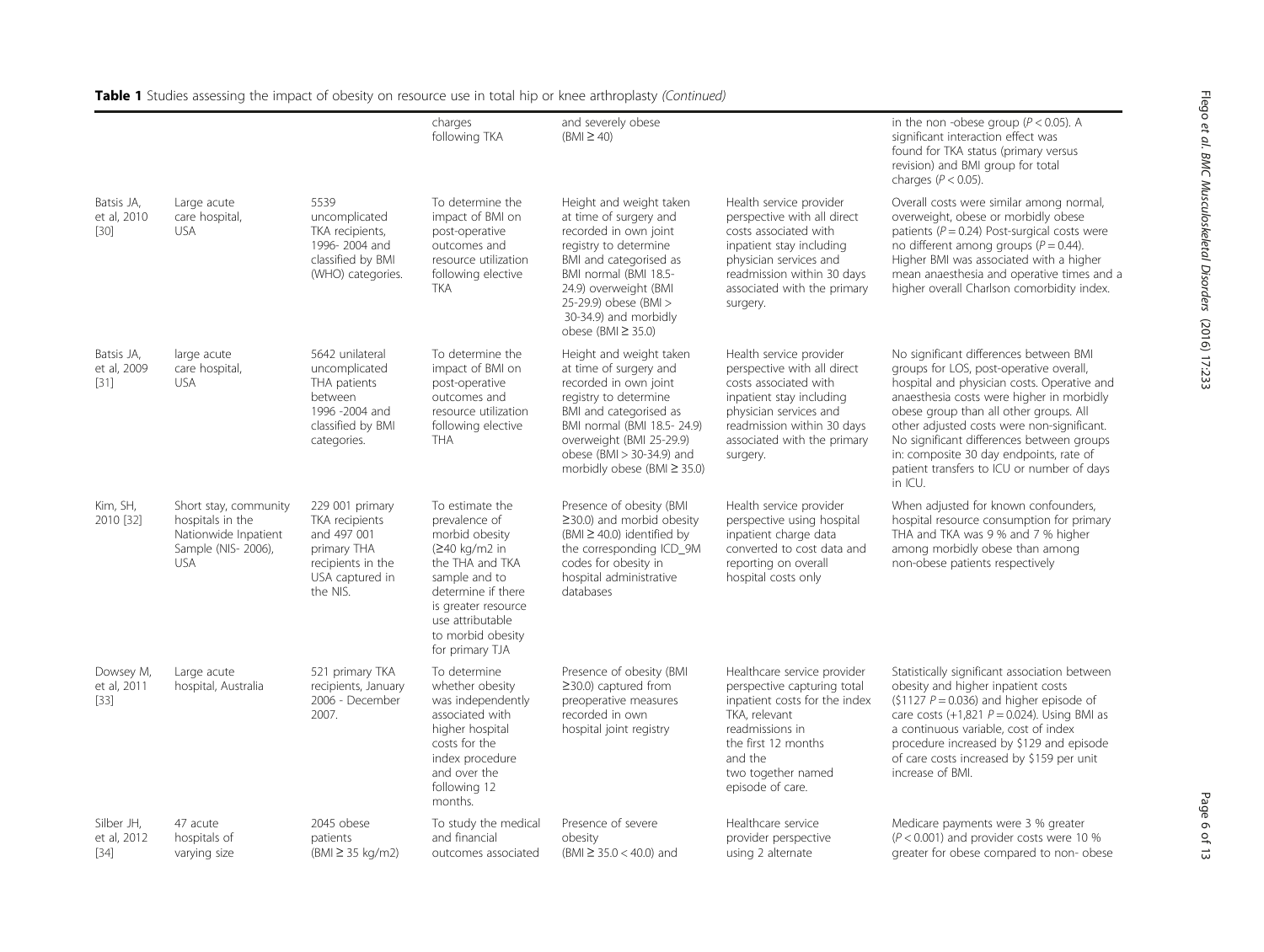**Table 1** Studies assessing the impact of obesity on resource use in total hip or knee arthroplasty *(Continued)*

| | | | | | | |
|---|---|---|---|---|---|---|
| | | | charges following TKA | and severely obese (BMI ≥ 40) | | in the non -obese group ($P < 0.05$). A significant interaction effect was found for TKA status (primary versus revision) and BMI group for total charges ($P < 0.05$). |
| Batsis JA, et al, 2010 [30] | Large acute care hospital, USA | 5539 uncomplicated TKA recipients, 1996- 2004 and classified by BMI (WHO) categories. | To determine the impact of BMI on post-operative outcomes and resource utilization following elective TKA | Height and weight taken at time of surgery and recorded in own joint registry to determine BMI and categorised as BMI normal (BMI 18.5- 24.9) overweight (BMI 25-29.9) obese (BMI > 30-34.9) and morbidly obese (BMI ≥ 35.0) | Health service provider perspective with all direct costs associated with inpatient stay including physician services and readmission within 30 days associated with the primary surgery. | Overall costs were similar among normal, overweight, obese or morbidly obese patients ($P = 0.24$) Post-surgical costs were no different among groups ($P = 0.44$). Higher BMI was associated with a higher mean anaesthesia and operative times and a higher overall Charlson comorbidity index. |
| Batsis JA, et al, 2009 [31] | large acute care hospital, USA | 5642 unilateral uncomplicated THA patients between 1996 -2004 and classified by BMI categories. | To determine the impact of BMI on post-operative outcomes and resource utilization following elective THA | Height and weight taken at time of surgery and recorded in own joint registry to determine BMI and categorised as BMI normal (BMI 18.5- 24.9) overweight (BMI 25-29.9) obese (BMI > 30-34.9) and morbidly obese (BMI ≥ 35.0) | Health service provider perspective with all direct costs associated with inpatient stay including physician services and readmission within 30 days associated with the primary surgery. | No significant differences between BMI groups for LOS, post-operative overall, hospital and physician costs. Operative and anaesthesia costs were higher in morbidly obese group than all other groups. All other adjusted costs were non-significant. No significant differences between groups in: composite 30 day endpoints, rate of patient transfers to ICU or number of days in ICU. |
| Kim, SH, 2010 [32] | Short stay, community hospitals in the Nationwide Inpatient Sample (NIS- 2006), USA | 229 001 primary TKA recipients and 497 001 primary THA recipients in the USA captured in the NIS. | To estimate the prevalence of morbid obesity (≥40 kg/m2 in the THA and TKA sample and to determine if there is greater resource use attributable to morbid obesity for primary TJA | Presence of obesity (BMI ≥30.0) and morbid obesity (BMI ≥ 40.0) identified by the corresponding ICD_9M codes for obesity in hospital administrative databases | Health service provider perspective using hospital inpatient charge data converted to cost data and reporting on overall hospital costs only | When adjusted for known confounders, hospital resource consumption for primary THA and TKA was 9 % and 7 % higher among morbidly obese than among non-obese patients respectively |
| Dowsey M, et al, 2011 [33] | Large acute hospital, Australia | 521 primary TKA recipients, January 2006 - December 2007. | To determine whether obesity was independently associated with higher hospital costs for the index procedure and over the following 12 months. | Presence of obesity (BMI ≥30.0) captured from preoperative measures recorded in own hospital joint registry | Healthcare service provider perspective capturing total inpatient costs for the index TKA, relevant readmissions in the first 12 months and the two together named episode of care. | Statistically significant association between obesity and higher inpatient costs ($1127 $P = 0.036$) and higher episode of care costs (+1,821 $P = 0.024$). Using BMI as a continuous variable, cost of index procedure increased by $129 and episode of care costs increased by $159 per unit increase of BMI. |
| Silber JH, et al, 2012 [34] | 47 acute hospitals of varying size | 2045 obese patients (BMI ≥ 35 kg/m2) | To study the medical and financial outcomes associated | Presence of severe obesity (BMI ≥ 35.0 < 40.0) and | Healthcare service provider perspective using 2 alternate | Medicare payments were 3 % greater ($P < 0.001$) and provider costs were 10 % greater for obese compared to non- obese |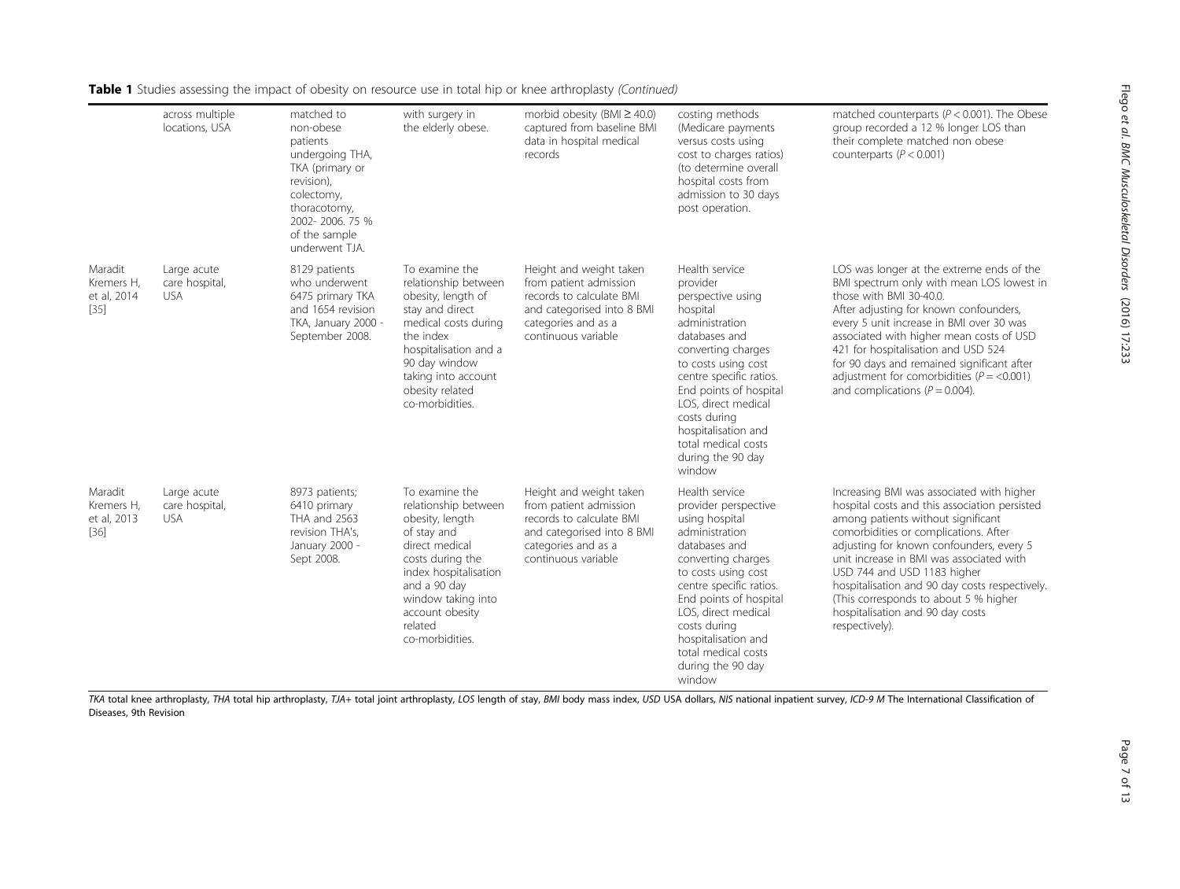**Table 1** Studies assessing the impact of obesity on resource use in total hip or knee arthroplasty *(Continued)*

| | | | | | | |
|---|---|---|---|---|---|---|
| | across multiple locations, USA | matched to non-obese patients undergoing THA, TKA (primary or revision), colectomy, thoracotomy, 2002- 2006. 75 % of the sample underwent TJA. | with surgery in the elderly obese. | morbid obesity (BMI ≥ 40.0) captured from baseline BMI data in hospital medical records | costing methods (Medicare payments versus costs using cost to charges ratios) (to determine overall hospital costs from admission to 30 days post operation. | matched counterparts ($P < 0.001$). The Obese group recorded a 12 % longer LOS than their complete matched non obese counterparts ($P < 0.001$) |
| Maradit Kremers H, et al, 2014 [35] | Large acute care hospital, USA | 8129 patients who underwent 6475 primary TKA and 1654 revision TKA, January 2000 - September 2008. | To examine the relationship between obesity, length of stay and direct medical costs during the index hospitalisation and a 90 day window taking into account obesity related co-morbidities. | Height and weight taken from patient admission records to calculate BMI and categorised into 8 BMI categories and as a continuous variable | Health service provider perspective using hospital administration databases and converting charges to costs using cost centre specific ratios. End points of hospital LOS, direct medical costs during hospitalisation and total medical costs during the 90 day window | LOS was longer at the extreme ends of the BMI spectrum only with mean LOS lowest in those with BMI 30-40.0. After adjusting for known confounders, every 5 unit increase in BMI over 30 was associated with higher mean costs of USD 421 for hospitalisation and USD 524 for 90 days and remained significant after adjustment for comorbidities ($P = <0.001$) and complications ($P = 0.004$). |
| Maradit Kremers H, et al, 2013 [36] | Large acute care hospital, USA | 8973 patients; 6410 primary THA and 2563 revision THA's, January 2000 - Sept 2008. | To examine the relationship between obesity, length of stay and direct medical costs during the index hospitalisation and a 90 day window taking into account obesity related co-morbidities. | Height and weight taken from patient admission records to calculate BMI and categorised into 8 BMI categories and as a continuous variable | Health service provider perspective using hospital administration databases and converting charges to costs using cost centre specific ratios. End points of hospital LOS, direct medical costs during hospitalisation and total medical costs during the 90 day window | Increasing BMI was associated with higher hospital costs and this association persisted among patients without significant comorbidities or complications. After adjusting for known confounders, every 5 unit increase in BMI was associated with USD 744 and USD 1183 higher hospitalisation and 90 day costs respectively. (This corresponds to about 5 % higher hospitalisation and 90 day costs respectively). |

*TKA* total knee arthroplasty, *THA* total hip arthroplasty, *TJA+* total joint arthroplasty, *LOS* length of stay, *BMI* body mass index, *USD* USA dollars, *NIS* national inpatient survey, *ICD-9 M* The International Classification of Diseases, 9th Revision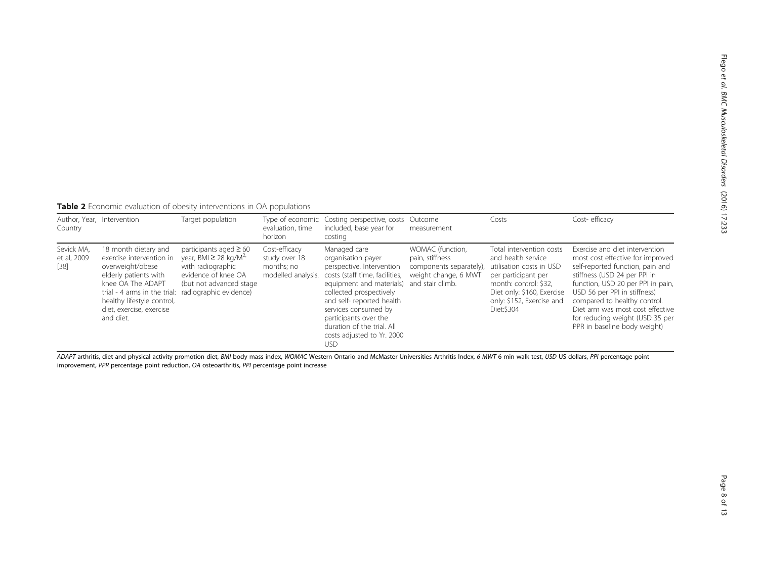**Table 2** Economic evaluation of obesity interventions in OA populations

| Author, Year, Country | Intervention | Target population | Type of economic evaluation, time horizon | Costing perspective, costs included, base year for costing | Outcome measurement | Costs | Cost- efficacy |
| --- | --- | --- | --- | --- | --- | --- | --- |
| Sevick MA, et al, 2009 [38] | 18 month dietary and exercise intervention in overweight/obese elderly patients with knee OA The ADAPT trial - 4 arms in the trial: healthy lifestyle control, diet, exercise, exercise and diet. | participants aged ≥ 60 year, BMI ≥ 28 kg/M$^{2,}$ with radiographic evidence of knee OA (but not advanced stage radiographic evidence) | Cost-efficacy study over 18 months; no modelled analysis. | Managed care organisation payer perspective. Intervention costs (staff time, facilities, equipment and materials) collected prospectively and self- reported health services consumed by participants over the duration of the trial. All costs adjusted to Yr. 2000 USD | WOMAC (function, pain, stiffness components separately), weight change, 6 MWT and stair climb. | Total intervention costs and health service utilisation costs in USD per participant per month: control: $32, Diet only: $160, Exercise only: $152, Exercise and Diet:$304 | Exercise and diet intervention most cost effective for improved self-reported function, pain and stiffness (USD 24 per PPI in function, USD 20 per PPI in pain, USD 56 per PPI in stiffness) compared to healthy control. Diet arm was most cost effective for reducing weight (USD 35 per PPR in baseline body weight) |

*ADAPT* arthritis, diet and physical activity promotion diet, *BMI* body mass index, *WOMAC* Western Ontario and McMaster Universities Arthritis Index, *6 MWT* 6 min walk test, *USD* US dollars, *PPI* percentage point improvement, *PPR* percentage point reduction, *OA* osteoarthritis, *PPI* percentage point increase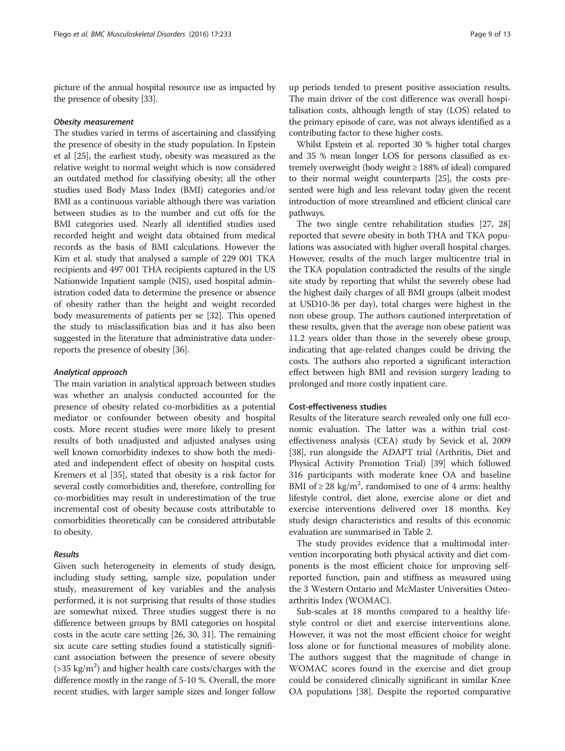picture of the annual hospital resource use as impacted by the presence of obesity [33].

#### *Obesity measurement*

The studies varied in terms of ascertaining and classifying the presence of obesity in the study population. In Epstein et al [25], the earliest study, obesity was measured as the relative weight to normal weight which is now considered an outdated method for classifying obesity; all the other studies used Body Mass Index (BMI) categories and/or BMI as a continuous variable although there was variation between studies as to the number and cut offs for the BMI categories used. Nearly all identified studies used recorded height and weight data obtained from medical records as the basis of BMI calculations. However the Kim et al. study that analysed a sample of 229 001 TKA recipients and 497 001 THA recipients captured in the US Nationwide Inpatient sample (NIS), used hospital administration coded data to determine the presence or absence of obesity rather than the height and weight recorded body measurements of patients per se [32]. This opened the study to misclassification bias and it has also been suggested in the literature that administrative data under-reports the presence of obesity [36].

#### *Analytical approach*

The main variation in analytical approach between studies was whether an analysis conducted accounted for the presence of obesity related co-morbidities as a potential mediator or confounder between obesity and hospital costs. More recent studies were more likely to present results of both unadjusted and adjusted analyses using well known comorbidity indexes to show both the mediated and independent effect of obesity on hospital costs. Kremers et al [35], stated that obesity is a risk factor for several costly comorbidities and, therefore, controlling for co-morbidities may result in underestimation of the true incremental cost of obesity because costs attributable to comorbidities theoretically can be considered attributable to obesity.

#### *Results*

Given such heterogeneity in elements of study design, including study setting, sample size, population under study, measurement of key variables and the analysis performed, it is not surprising that results of those studies are somewhat mixed. Three studies suggest there is no difference between groups by BMI categories on hospital costs in the acute care setting [26, 30, 31]. The remaining six acute care setting studies found a statistically significant association between the presence of severe obesity ($>35$ kg/m$^2$) and higher health care costs/charges with the difference mostly in the range of 5-10 %. Overall, the more recent studies, with larger sample sizes and longer follow up periods tended to present positive association results. The main driver of the cost difference was overall hospitalisation costs, although length of stay (LOS) related to the primary episode of care, was not always identified as a contributing factor to these higher costs.

Whilst Epstein et al. reported 30 % higher total charges and 35 % mean longer LOS for persons classified as extremely overweight (body weight ≥ 188% of ideal) compared to their normal weight counterparts [25], the costs presented were high and less relevant today given the recent introduction of more streamlined and efficient clinical care pathways.

The two single centre rehabilitation studies [27, 28] reported that severe obesity in both THA and TKA populations was associated with higher overall hospital charges. However, results of the much larger multicentre trial in the TKA population contradicted the results of the single site study by reporting that whilst the severely obese had the highest daily charges of all BMI groups (albeit modest at USD10-36 per day), total charges were highest in the non obese group. The authors cautioned interpretation of these results, given that the average non obese patient was 11.2 years older than those in the severely obese group, indicating that age-related changes could be driving the costs. The authors also reported a significant interaction effect between high BMI and revision surgery leading to prolonged and more costly inpatient care.

### Cost-effectiveness studies

Results of the literature search revealed only one full economic evaluation. The latter was a within trial cost-effectiveness analysis (CEA) study by Sevick et al, 2009 [38], run alongside the ADAPT trial (Arthritis, Diet and Physical Activity Promotion Trial) [39] which followed 316 participants with moderate knee OA and baseline BMI of ≥ 28 kg/m$^2$, randomised to one of 4 arms: healthy lifestyle control, diet alone, exercise alone or diet and exercise interventions delivered over 18 months. Key study design characteristics and results of this economic evaluation are summarised in Table 2.

The study provides evidence that a multimodal intervention incorporating both physical activity and diet components is the most efficient choice for improving self-reported function, pain and stiffness as measured using the 3 Western Ontario and McMaster Universities Osteoarthritis Index (WOMAC).

Sub-scales at 18 months compared to a healthy lifestyle control or diet and exercise interventions alone. However, it was not the most efficient choice for weight loss alone or for functional measures of mobility alone. The authors suggest that the magnitude of change in WOMAC scores found in the exercise and diet group could be considered clinically significant in similar Knee OA populations [38]. Despite the reported comparative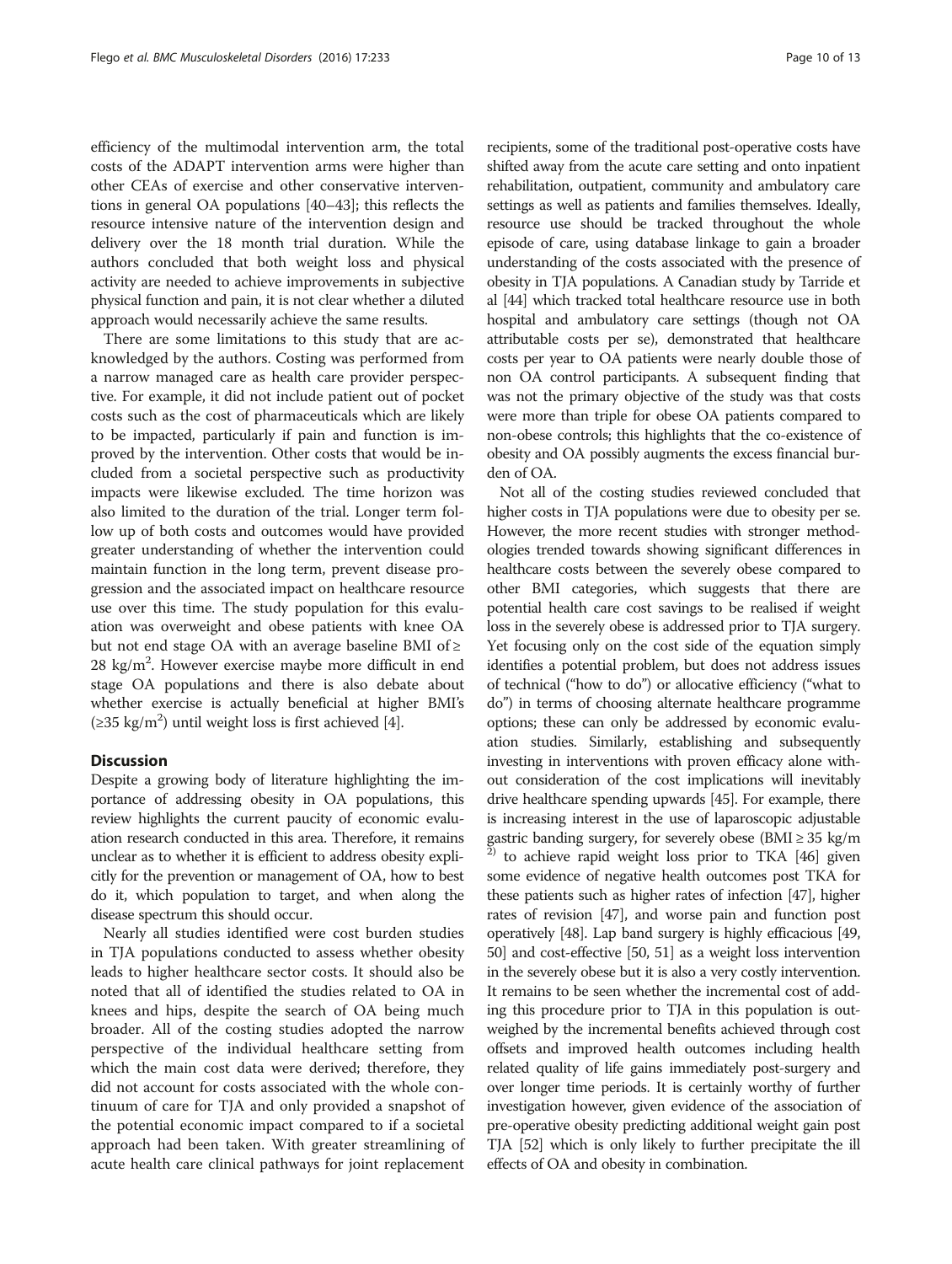efficiency of the multimodal intervention arm, the total costs of the ADAPT intervention arms were higher than other CEAs of exercise and other conservative interventions in general OA populations [40–43]; this reflects the resource intensive nature of the intervention design and delivery over the 18 month trial duration. While the authors concluded that both weight loss and physical activity are needed to achieve improvements in subjective physical function and pain, it is not clear whether a diluted approach would necessarily achieve the same results.

There are some limitations to this study that are acknowledged by the authors. Costing was performed from a narrow managed care as health care provider perspective. For example, it did not include patient out of pocket costs such as the cost of pharmaceuticals which are likely to be impacted, particularly if pain and function is improved by the intervention. Other costs that would be included from a societal perspective such as productivity impacts were likewise excluded. The time horizon was also limited to the duration of the trial. Longer term follow up of both costs and outcomes would have provided greater understanding of whether the intervention could maintain function in the long term, prevent disease progression and the associated impact on healthcare resource use over this time. The study population for this evaluation was overweight and obese patients with knee OA but not end stage OA with an average baseline BMI of ≥ 28 kg/m$^2$. However exercise maybe more difficult in end stage OA populations and there is also debate about whether exercise is actually beneficial at higher BMI's (≥35 kg/m$^2$) until weight loss is first achieved [4].

## Discussion

Despite a growing body of literature highlighting the importance of addressing obesity in OA populations, this review highlights the current paucity of economic evaluation research conducted in this area. Therefore, it remains unclear as to whether it is efficient to address obesity explicitly for the prevention or management of OA, how to best do it, which population to target, and when along the disease spectrum this should occur.

Nearly all studies identified were cost burden studies in TJA populations conducted to assess whether obesity leads to higher healthcare sector costs. It should also be noted that all of identified the studies related to OA in knees and hips, despite the search of OA being much broader. All of the costing studies adopted the narrow perspective of the individual healthcare setting from which the main cost data were derived; therefore, they did not account for costs associated with the whole continuum of care for TJA and only provided a snapshot of the potential economic impact compared to if a societal approach had been taken. With greater streamlining of acute health care clinical pathways for joint replacement recipients, some of the traditional post-operative costs have shifted away from the acute care setting and onto inpatient rehabilitation, outpatient, community and ambulatory care settings as well as patients and families themselves. Ideally, resource use should be tracked throughout the whole episode of care, using database linkage to gain a broader understanding of the costs associated with the presence of obesity in TJA populations. A Canadian study by Tarride et al [44] which tracked total healthcare resource use in both hospital and ambulatory care settings (though not OA attributable costs per se), demonstrated that healthcare costs per year to OA patients were nearly double those of non OA control participants. A subsequent finding that was not the primary objective of the study was that costs were more than triple for obese OA patients compared to non-obese controls; this highlights that the co-existence of obesity and OA possibly augments the excess financial burden of OA.

Not all of the costing studies reviewed concluded that higher costs in TJA populations were due to obesity per se. However, the more recent studies with stronger methodologies trended towards showing significant differences in healthcare costs between the severely obese compared to other BMI categories, which suggests that there are potential health care cost savings to be realised if weight loss in the severely obese is addressed prior to TJA surgery. Yet focusing only on the cost side of the equation simply identifies a potential problem, but does not address issues of technical ("how to do") or allocative efficiency ("what to do") in terms of choosing alternate healthcare programme options; these can only be addressed by economic evaluation studies. Similarly, establishing and subsequently investing in interventions with proven efficacy alone without consideration of the cost implications will inevitably drive healthcare spending upwards [45]. For example, there is increasing interest in the use of laparoscopic adjustable gastric banding surgery, for severely obese (BMI ≥ 35 kg/m$^2$) to achieve rapid weight loss prior to TKA [46] given some evidence of negative health outcomes post TKA for these patients such as higher rates of infection [47], higher rates of revision [47], and worse pain and function post operatively [48]. Lap band surgery is highly efficacious [49, 50] and cost-effective [50, 51] as a weight loss intervention in the severely obese but it is also a very costly intervention. It remains to be seen whether the incremental cost of adding this procedure prior to TJA in this population is outweighed by the incremental benefits achieved through cost offsets and improved health outcomes including health related quality of life gains immediately post-surgery and over longer time periods. It is certainly worthy of further investigation however, given evidence of the association of pre-operative obesity predicting additional weight gain post TJA [52] which is only likely to further precipitate the ill effects of OA and obesity in combination.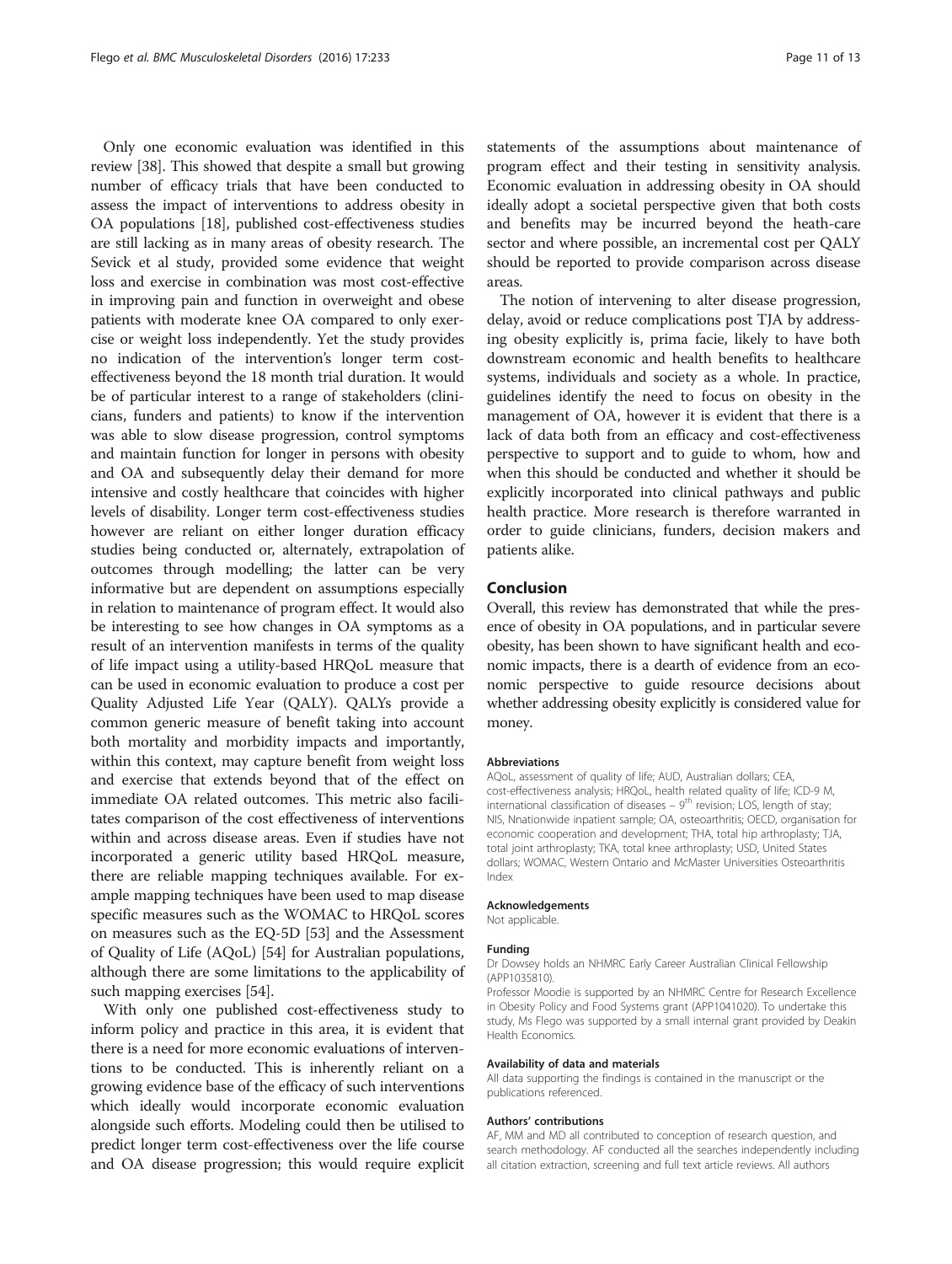Only one economic evaluation was identified in this review [38]. This showed that despite a small but growing number of efficacy trials that have been conducted to assess the impact of interventions to address obesity in OA populations [18], published cost-effectiveness studies are still lacking as in many areas of obesity research. The Sevick et al study, provided some evidence that weight loss and exercise in combination was most cost-effective in improving pain and function in overweight and obese patients with moderate knee OA compared to only exercise or weight loss independently. Yet the study provides no indication of the intervention's longer term cost-effectiveness beyond the 18 month trial duration. It would be of particular interest to a range of stakeholders (clinicians, funders and patients) to know if the intervention was able to slow disease progression, control symptoms and maintain function for longer in persons with obesity and OA and subsequently delay their demand for more intensive and costly healthcare that coincides with higher levels of disability. Longer term cost-effectiveness studies however are reliant on either longer duration efficacy studies being conducted or, alternately, extrapolation of outcomes through modelling; the latter can be very informative but are dependent on assumptions especially in relation to maintenance of program effect. It would also be interesting to see how changes in OA symptoms as a result of an intervention manifests in terms of the quality of life impact using a utility-based HRQoL measure that can be used in economic evaluation to produce a cost per Quality Adjusted Life Year (QALY). QALYs provide a common generic measure of benefit taking into account both mortality and morbidity impacts and importantly, within this context, may capture benefit from weight loss and exercise that extends beyond that of the effect on immediate OA related outcomes. This metric also facilitates comparison of the cost effectiveness of interventions within and across disease areas. Even if studies have not incorporated a generic utility based HRQoL measure, there are reliable mapping techniques available. For example mapping techniques have been used to map disease specific measures such as the WOMAC to HRQoL scores on measures such as the EQ-5D [53] and the Assessment of Quality of Life (AQoL) [54] for Australian populations, although there are some limitations to the applicability of such mapping exercises [54].

With only one published cost-effectiveness study to inform policy and practice in this area, it is evident that there is a need for more economic evaluations of interventions to be conducted. This is inherently reliant on a growing evidence base of the efficacy of such interventions which ideally would incorporate economic evaluation alongside such efforts. Modeling could then be utilised to predict longer term cost-effectiveness over the life course and OA disease progression; this would require explicit statements of the assumptions about maintenance of program effect and their testing in sensitivity analysis. Economic evaluation in addressing obesity in OA should ideally adopt a societal perspective given that both costs and benefits may be incurred beyond the heath-care sector and where possible, an incremental cost per QALY should be reported to provide comparison across disease areas.

The notion of intervening to alter disease progression, delay, avoid or reduce complications post TJA by addressing obesity explicitly is, prima facie, likely to have both downstream economic and health benefits to healthcare systems, individuals and society as a whole. In practice, guidelines identify the need to focus on obesity in the management of OA, however it is evident that there is a lack of data both from an efficacy and cost-effectiveness perspective to support and to guide to whom, how and when this should be conducted and whether it should be explicitly incorporated into clinical pathways and public health practice. More research is therefore warranted in order to guide clinicians, funders, decision makers and patients alike.

## Conclusion

Overall, this review has demonstrated that while the presence of obesity in OA populations, and in particular severe obesity, has been shown to have significant health and economic impacts, there is a dearth of evidence from an economic perspective to guide resource decisions about whether addressing obesity explicitly is considered value for money.

#### Abbreviations

AQoL, assessment of quality of life; AUD, Australian dollars; CEA, cost-effectiveness analysis; HRQoL, health related quality of life; ICD-9 M, international classification of diseases – 9th revision; LOS, length of stay; NIS, Nnationwide inpatient sample; OA, osteoarthritis; OECD, organisation for economic cooperation and development; THA, total hip arthroplasty; TJA, total joint arthroplasty; TKA, total knee arthroplasty; USD, United States dollars; WOMAC, Western Ontario and McMaster Universities Osteoarthritis Index

#### Acknowledgements

Not applicable.

#### Funding

Dr Dowsey holds an NHMRC Early Career Australian Clinical Fellowship (APP1035810).

Professor Moodie is supported by an NHMRC Centre for Research Excellence in Obesity Policy and Food Systems grant (APP1041020). To undertake this study, Ms Flego was supported by a small internal grant provided by Deakin Health Economics.

#### Availability of data and materials

All data supporting the findings is contained in the manuscript or the publications referenced.

#### Authors' contributions

AF, MM and MD all contributed to conception of research question, and search methodology. AF conducted all the searches independently including all citation extraction, screening and full text article reviews. All authors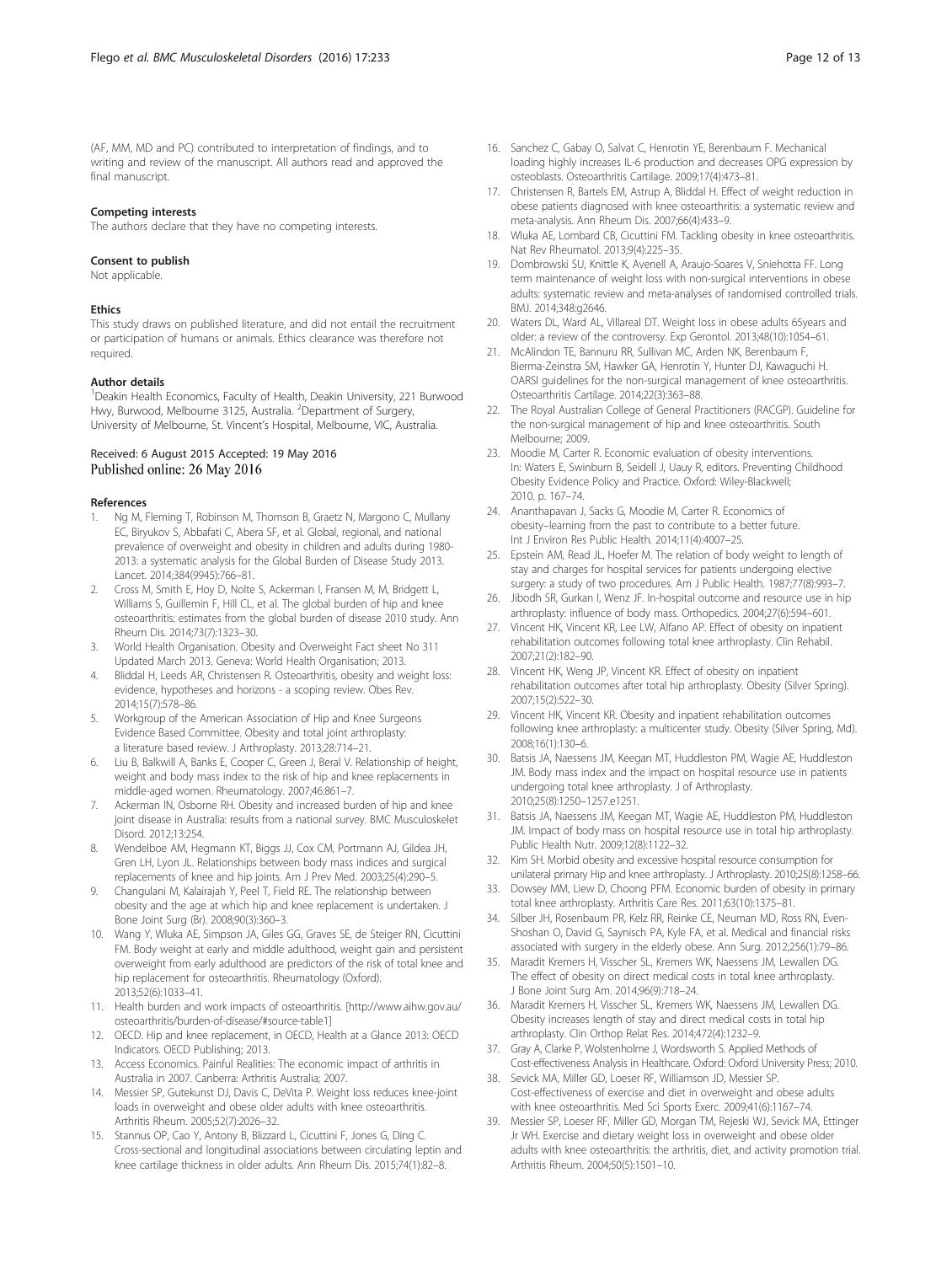(AF, MM, MD and PC) contributed to interpretation of findings, and to writing and review of the manuscript. All authors read and approved the final manuscript.

#### Competing interests

The authors declare that they have no competing interests.

#### Consent to publish

Not applicable.

#### Ethics

This study draws on published literature, and did not entail the recruitment or participation of humans or animals. Ethics clearance was therefore not required.

#### Author details

[1]Deakin Health Economics, Faculty of Health, Deakin University, 221 Burwood Hwy, Burwood, Melbourne 3125, Australia. [2]Department of Surgery, University of Melbourne, St. Vincent's Hospital, Melbourne, VIC, Australia.

Received: 6 August 2015 Accepted: 19 May 2016
Published online: 26 May 2016

#### References

1. Ng M, Fleming T, Robinson M, Thomson B, Graetz N, Margono C, Mullany EC, Biryukov S, Abbafati C, Abera SF, et al. Global, regional, and national prevalence of overweight and obesity in children and adults during 1980-2013: a systematic analysis for the Global Burden of Disease Study 2013. Lancet. 2014;384(9945):766–81.
2. Cross M, Smith E, Hoy D, Nolte S, Ackerman I, Fransen M, M, Bridgett L, Williams S, Guillemin F, Hill CL, et al. The global burden of hip and knee osteoarthritis: estimates from the global burden of disease 2010 study. Ann Rheum Dis. 2014;73(7):1323–30.
3. World Health Organisation. Obesity and Overweight Fact sheet No 311 Updated March 2013. Geneva: World Health Organisation; 2013.
4. Bliddal H, Leeds AR, Christensen R. Osteoarthritis, obesity and weight loss: evidence, hypotheses and horizons - a scoping review. Obes Rev. 2014;15(7):578–86.
5. Workgroup of the American Association of Hip and Knee Surgeons Evidence Based Committee. Obesity and total joint arthroplasty: a literature based review. J Arthroplasty. 2013;28:714–21.
6. Liu B, Balkwill A, Banks E, Cooper C, Green J, Beral V. Relationship of height, weight and body mass index to the risk of hip and knee replacements in middle-aged women. Rheumatology. 2007;46:861–7.
7. Ackerman IN, Osborne RH. Obesity and increased burden of hip and knee joint disease in Australia: results from a national survey. BMC Musculoskelet Disord. 2012;13:254.
8. Wendelboe AM, Hegmann KT, Biggs JJ, Cox CM, Portmann AJ, Gildea JH, Gren LH, Lyon JL. Relationships between body mass indices and surgical replacements of knee and hip joints. Am J Prev Med. 2003;25(4):290–5.
9. Changulani M, Kalairajah Y, Peel T, Field RE. The relationship between obesity and the age at which hip and knee replacement is undertaken. J Bone Joint Surg (Br). 2008;90(3):360–3.
10. Wang Y, Wluka AE, Simpson JA, Giles GG, Graves SE, de Steiger RN, Cicuttini FM. Body weight at early and middle adulthood, weight gain and persistent overweight from early adulthood are predictors of the risk of total knee and hip replacement for osteoarthritis. Rheumatology (Oxford). 2013;52(6):1033–41.
11. Health burden and work impacts of osteoarthritis. [http://www.aihw.gov.au/osteoarthritis/burden-of-disease/#source-table1]
12. OECD. Hip and knee replacement, in OECD, Health at a Glance 2013: OECD Indicators. OECD Publishing; 2013.
13. Access Economics. Painful Realities: The economic impact of arthritis in Australia in 2007. Canberra: Arthritis Australia; 2007.
14. Messier SP, Gutekunst DJ, Davis C, DeVita P. Weight loss reduces knee-joint loads in overweight and obese older adults with knee osteoarthritis. Arthritis Rheum. 2005;52(7):2026–32.
15. Stannus OP, Cao Y, Antony B, Blizzard L, Cicuttini F, Jones G, Ding C. Cross-sectional and longitudinal associations between circulating leptin and knee cartilage thickness in older adults. Ann Rheum Dis. 2015;74(1):82–8.
16. Sanchez C, Gabay O, Salvat C, Henrotin YE, Berenbaum F. Mechanical loading highly increases IL-6 production and decreases OPG expression by osteoblasts. Osteoarthritis Cartilage. 2009;17(4):473–81.
17. Christensen R, Bartels EM, Astrup A, Bliddal H. Effect of weight reduction in obese patients diagnosed with knee osteoarthritis: a systematic review and meta-analysis. Ann Rheum Dis. 2007;66(4):433–9.
18. Wluka AE, Lombard CB, Cicuttini FM. Tackling obesity in knee osteoarthritis. Nat Rev Rheumatol. 2013;9(4):225–35.
19. Dombrowski SU, Knittle K, Avenell A, Araujo-Soares V, Sniehotta FF. Long term maintenance of weight loss with non-surgical interventions in obese adults: systematic review and meta-analyses of randomised controlled trials. BMJ. 2014;348:g2646.
20. Waters DL, Ward AL, Villareal DT. Weight loss in obese adults 65years and older: a review of the controversy. Exp Gerontol. 2013;48(10):1054–61.
21. McAlindon TE, Bannuru RR, Sullivan MC, Arden NK, Berenbaum F, Bierma-Zeinstra SM, Hawker GA, Henrotin Y, Hunter DJ, Kawaguchi H. OARSI guidelines for the non-surgical management of knee osteoarthritis. Osteoarthritis Cartilage. 2014;22(3):363–88.
22. The Royal Australian College of General Practitioners (RACGP). Guideline for the non-surgical management of hip and knee osteoarthritis. South Melbourne; 2009.
23. Moodie M, Carter R. Economic evaluation of obesity interventions. In: Waters E, Swinburn B, Seidell J, Uauy R, editors. Preventing Childhood Obesity Evidence Policy and Practice. Oxford: Wiley-Blackwell; 2010. p. 167–74.
24. Ananthapavan J, Sacks G, Moodie M, Carter R. Economics of obesity–learning from the past to contribute to a better future. Int J Environ Res Public Health. 2014;11(4):4007–25.
25. Epstein AM, Read JL, Hoefer M. The relation of body weight to length of stay and charges for hospital services for patients undergoing elective surgery: a study of two procedures. Am J Public Health. 1987;77(8):993–7.
26. Jibodh SR, Gurkan I, Wenz JF. In-hospital outcome and resource use in hip arthroplasty: influence of body mass. Orthopedics. 2004;27(6):594–601.
27. Vincent HK, Vincent KR, Lee LW, Alfano AP. Effect of obesity on inpatient rehabilitation outcomes following total knee arthroplasty. Clin Rehabil. 2007;21(2):182–90.
28. Vincent HK, Weng JP, Vincent KR. Effect of obesity on inpatient rehabilitation outcomes after total hip arthroplasty. Obesity (Silver Spring). 2007;15(2):522–30.
29. Vincent HK, Vincent KR. Obesity and inpatient rehabilitation outcomes following knee arthroplasty: a multicenter study. Obesity (Silver Spring, Md). 2008;16(1):130–6.
30. Batsis JA, Naessens JM, Keegan MT, Huddleston PM, Wagie AE, Huddleston JM. Body mass index and the impact on hospital resource use in patients undergoing total knee arthroplasty. J of Arthroplasty. 2010;25(8):1250–1257.e1251.
31. Batsis JA, Naessens JM, Keegan MT, Wagie AE, Huddleston PM, Huddleston JM. Impact of body mass on hospital resource use in total hip arthroplasty. Public Health Nutr. 2009;12(8):1122–32.
32. Kim SH. Morbid obesity and excessive hospital resource consumption for unilateral primary Hip and knee arthroplasty. J Arthroplasty. 2010;25(8):1258–66.
33. Dowsey MM, Liew D, Choong PFM. Economic burden of obesity in primary total knee arthroplasty. Arthritis Care Res. 2011;63(10):1375–81.
34. Silber JH, Rosenbaum PR, Kelz RR, Reinke CE, Neuman MD, Ross RN, Even-Shoshan O, David G, Saynisch PA, Kyle FA, et al. Medical and financial risks associated with surgery in the elderly obese. Ann Surg. 2012;256(1):79–86.
35. Maradit Kremers H, Visscher SL, Kremers WK, Naessens JM, Lewallen DG. The effect of obesity on direct medical costs in total knee arthroplasty. J Bone Joint Surg Am. 2014;96(9):718–24.
36. Maradit Kremers H, Visscher SL, Kremers WK, Naessens JM, Lewallen DG. Obesity increases length of stay and direct medical costs in total hip arthroplasty. Clin Orthop Relat Res. 2014;472(4):1232–9.
37. Gray A, Clarke P, Wolstenholme J, Wordsworth S. Applied Methods of Cost-effectiveness Analysis in Healthcare. Oxford: Oxford University Press; 2010.
38. Sevick MA, Miller GD, Loeser RF, Williamson JD, Messier SP. Cost-effectiveness of exercise and diet in overweight and obese adults with knee osteoarthritis. Med Sci Sports Exerc. 2009;41(6):1167–74.
39. Messier SP, Loeser RF, Miller GD, Morgan TM, Rejeski WJ, Sevick MA, Ettinger Jr WH. Exercise and dietary weight loss in overweight and obese older adults with knee osteoarthritis: the arthritis, diet, and activity promotion trial. Arthritis Rheum. 2004;50(5):1501–10.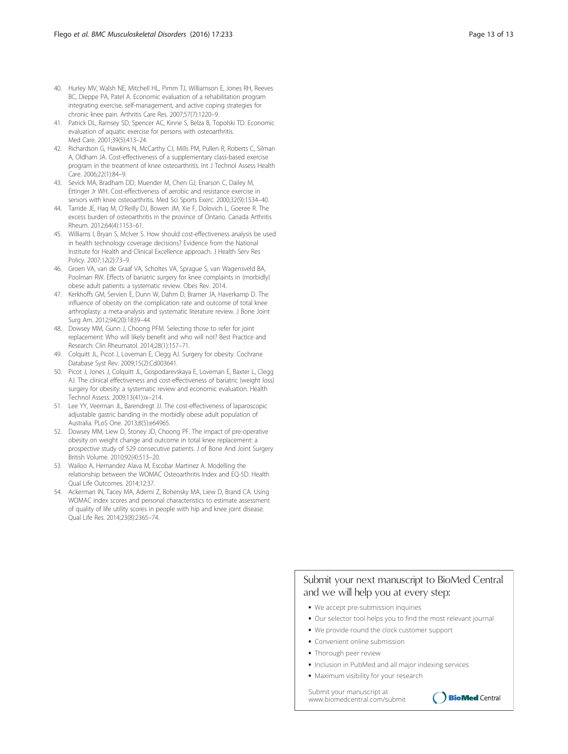40. Hurley MV, Walsh NE, Mitchell HL, Pimm TJ, Williamson E, Jones RH, Reeves BC, Dieppe PA, Patel A. Economic evaluation of a rehabilitation program integrating exercise, self-management, and active coping strategies for chronic knee pain. Arthritis Care Res. 2007;57(7):1220–9.
41. Patrick DL, Ramsey SD, Spencer AC, Kinne S, Belza B, Topolski TD. Economic evaluation of aquatic exercise for persons with osteoarthritis. Med Care. 2001;39(5):413–24.
42. Richardson G, Hawkins N, McCarthy CJ, Mills PM, Pullen R, Roberts C, Silman A, Oldham JA. Cost-effectiveness of a supplementary class-based exercise program in the treatment of knee osteoarthritis. Int J Technol Assess Health Care. 2006;22(1):84–9.
43. Sevick MA, Bradham DD, Muender M, Chen GJ, Enarson C, Dailey M, Ettinger Jr WH. Cost-effectiveness of aerobic and resistance exercise in seniors with knee osteoarthritis. Med Sci Sports Exerc. 2000;32(9):1534–40.
44. Tarride JE, Haq M, O'Reilly DJ, Bowen JM, Xie F, Dolovich L, Goeree R. The excess burden of osteoarthritis in the province of Ontario. Canada Arthritis Rheum. 2012;64(4):1153–61.
45. Williams I, Bryan S, McIver S. How should cost-effectiveness analysis be used in health technology coverage decisions? Evidence from the National Institute for Health and Clinical Excellence approach. J Health Serv Res Policy. 2007;12(2):73–9.
46. Groen VA, van de Graaf VA, Scholtes VA, Sprague S, van Wagensveld BA, Poolman RW. Effects of bariatric surgery for knee complaints in (morbidly) obese adult patients: a systematic review. Obes Rev. 2014.
47. Kerkhoffs GM, Servien E, Dunn W, Dahm D, Bramer JA, Haverkamp D. The influence of obesity on the complication rate and outcome of total knee arthroplasty: a meta-analysis and systematic literature review. J Bone Joint Surg Am. 2012;94(20):1839–44.
48. Dowsey MM, Gunn J, Choong PFM. Selecting those to refer for joint replacement: Who will likely benefit and who will not? Best Practice and Research: Clin Rheumatol. 2014;28(1):157–71.
49. Colquitt JL, Picot J, Loveman E, Clegg AJ. Surgery for obesity. Cochrane Database Syst Rev. 2009;15(2):Cd003641.
50. Picot J, Jones J, Colquitt JL, Gospodarevskaya E, Loveman E, Baxter L, Clegg AJ. The clinical effectiveness and cost-effectiveness of bariatric (weight loss) surgery for obesity: a systematic review and economic evaluation. Health Technol Assess. 2009;13(41):ix–214.
51. Lee YY, Veerman JL, Barendregt JJ. The cost-effectiveness of laparoscopic adjustable gastric banding in the morbidly obese adult population of Australia. PLoS One. 2013;8(5):e64965.
52. Dowsey MM, Liew D, Stoney JD, Choong PF. The impact of pre-operative obesity on weight change and outcome in total knee replacement: a prospective study of 529 consecutive patients. J of Bone And Joint Surgery British Volume. 2010;92(4):513–20.
53. Wailoo A, Hernandez Alava M, Escobar Martinez A. Modelling the relationship between the WOMAC Osteoarthritis Index and EQ-5D. Health Qual Life Outcomes. 2014;12:37.
54. Ackerman IN, Tacey MA, Ademi Z, Bohensky MA, Liew D, Brand CA. Using WOMAC index scores and personal characteristics to estimate assessment of quality of life utility scores in people with hip and knee joint disease. Qual Life Res. 2014;23(8):2365–74.

Submit your next manuscript to BioMed Central and we will help you at every step:

- We accept pre-submission inquiries
- Our selector tool helps you to find the most relevant journal
- We provide round the clock customer support
- Convenient online submission
- Thorough peer review
- Inclusion in PubMed and all major indexing services
- Maximum visibility for your research

Submit your manuscript at
www.biomedcentral.com/submit

BioMed Central